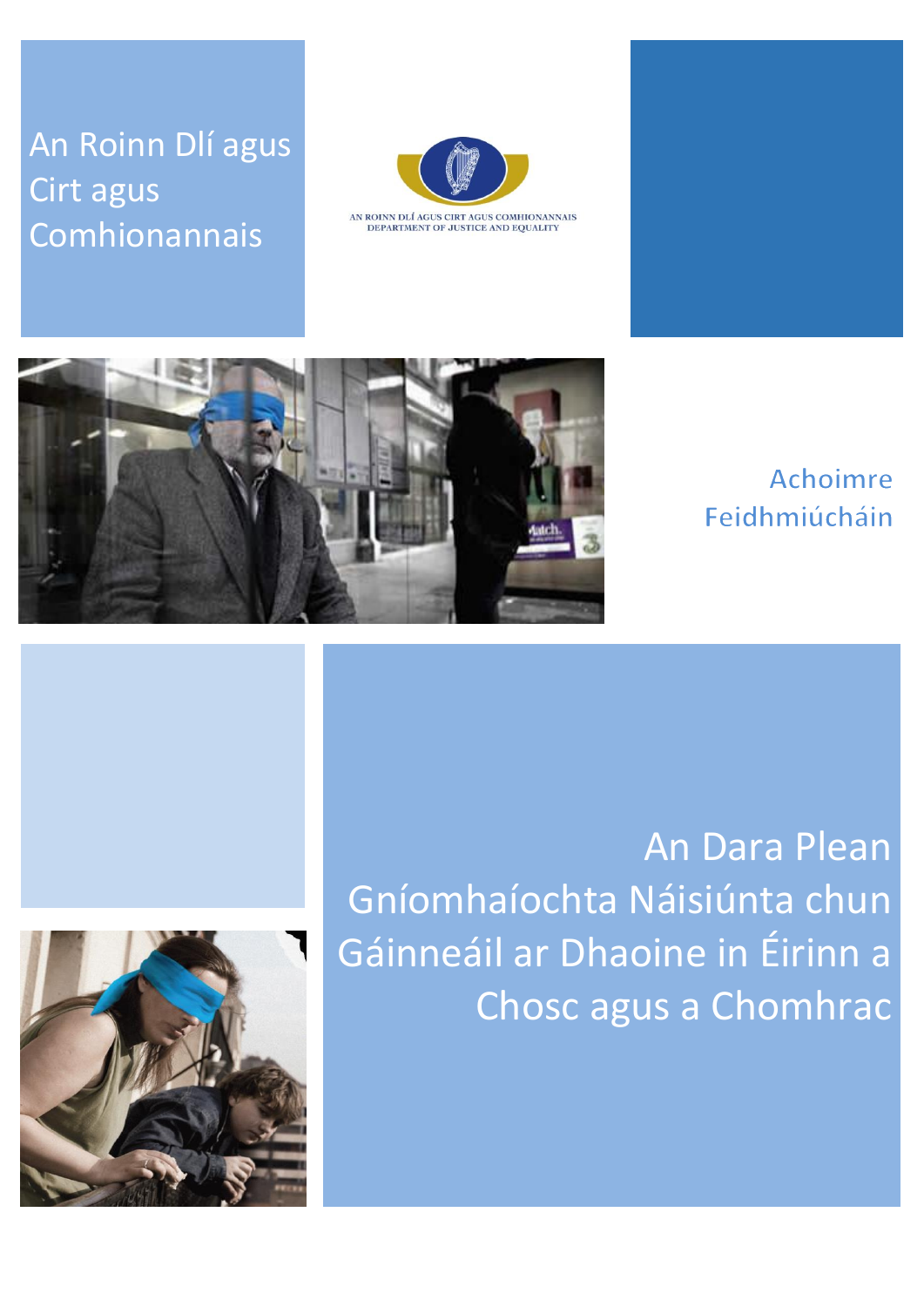An Roinn Dlí agus Cirt agus Comhionannais

AN ROINN DLÍ AGUS CIRT AGUS COMHIONANNAIS
DEPARTMENT OF JUSTICE AND EQUALITY

Achoimre Feidhmiúcháin

# An Dara Plean Gníomhaíochta Náisiúnta chun Gáinneáil ar Dhaoine in Éirinn a Chosc agus a Chomhrac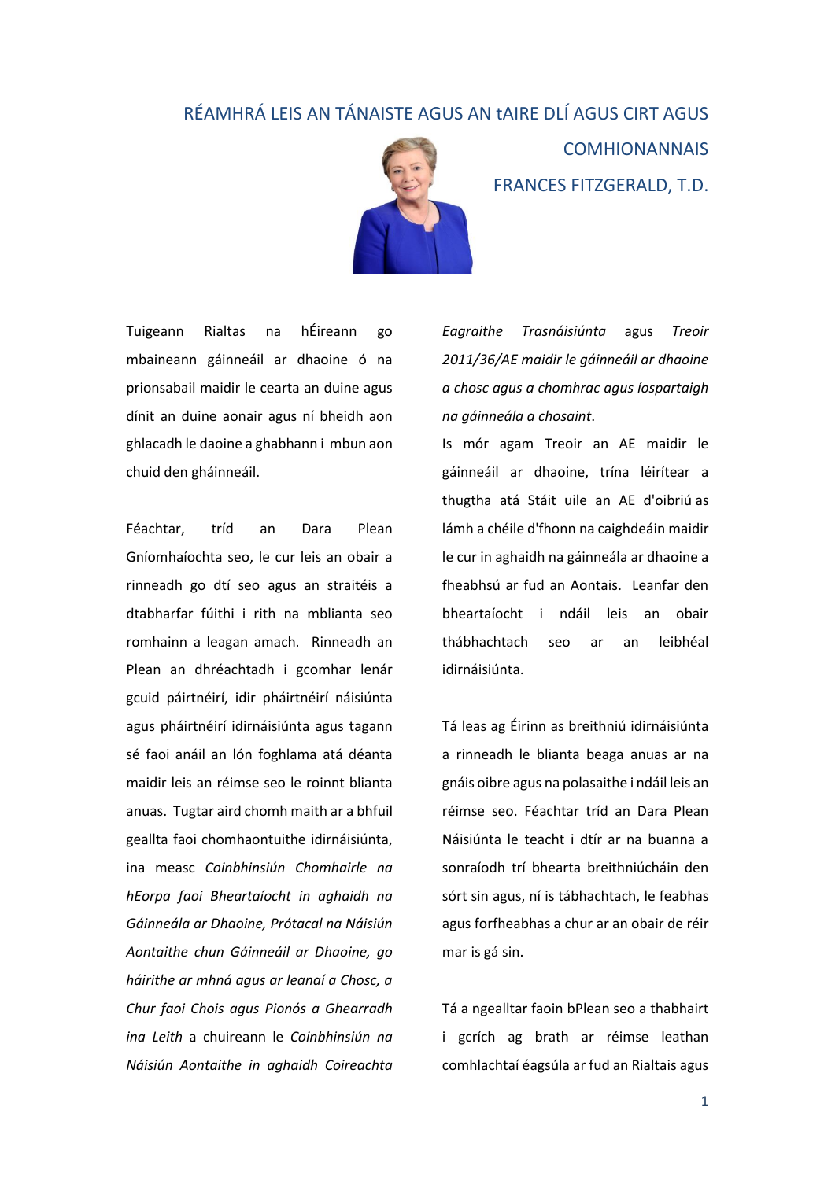# RÉAMHRÁ LEIS AN TÁNAISTE AGUS AN tAIRE DLÍ AGUS CIRT AGUS COMHIONANNAIS FRANCES FITZGERALD, T.D.

Tuigeann Rialtas na hÉireann go mbaineann gáinneáil ar dhaoine ó na prionsabail maidir le cearta an duine agus dínit an duine aonair agus ní bheidh aon ghlacadh le daoine a ghabhann i mbun aon chuid den gháinneáil.

Féachtar, tríd an Dara Plean Gníomhaíochta seo, le cur leis an obair a rinneadh go dtí seo agus an straitéis a dtabharfar fúithi i rith na mblianta seo romhainn a leagan amach. Rinneadh an Plean an dhréachtadh i gcomhar lenár gcuid páirtnéirí, idir pháirtnéirí náisiúnta agus pháirtnéirí idirnáisiúnta agus tagann sé faoi anáil an lón foghlama atá déanta maidir leis an réimse seo le roinnt blianta anuas. Tugtar aird chomh maith ar a bhfuil geallta faoi chomhaontuithe idirnáisiúnta, ina measc *Coinbhinsiún Chomhairle na hEorpa faoi Bheartaíocht in aghaidh na Gáinneála ar Dhaoine, Prótacal na Náisiún Aontaithe chun Gáinneáil ar Dhaoine, go háirithe ar mhná agus ar leanaí a Chosc, a Chur faoi Chois agus Pionós a Ghearradh ina Leith* a chuireann le *Coinbhinsiún na Náisiún Aontaithe in aghaidh Coireachta Eagraithe Trasnáisiúnta* agus *Treoir 2011/36/AE maidir le gáinneáil ar dhaoine a chosc agus a chomhrac agus íospartaigh na gáinneála a chosaint*.

Is mór agam Treoir an AE maidir le gáinneáil ar dhaoine, trína léirítear a thugtha atá Stáit uile an AE d'oibriú as lámh a chéile d'fhonn na caighdeáin maidir le cur in aghaidh na gáinneála ar dhaoine a fheabhsú ar fud an Aontais. Leanfar den bheartaíocht i ndáil leis an obair thábhachtach seo ar an leibhéal idirnáisiúnta.

Tá leas ag Éirinn as breithniú idirnáisiúnta a rinneadh le blianta beaga anuas ar na gnáis oibre agus na polasaithe i ndáil leis an réimse seo. Féachtar tríd an Dara Plean Náisiúnta le teacht i dtír ar na buanna a sonraíodh trí bhearta breithniúcháin den sórt sin agus, ní is tábhachtach, le feabhas agus forfheabhas a chur ar an obair de réir mar is gá sin.

Tá a ngealltar faoin bPlean seo a thabhairt i gcrích ag brath ar réimse leathan comhlachtaí éagsúla ar fud an Rialtais agus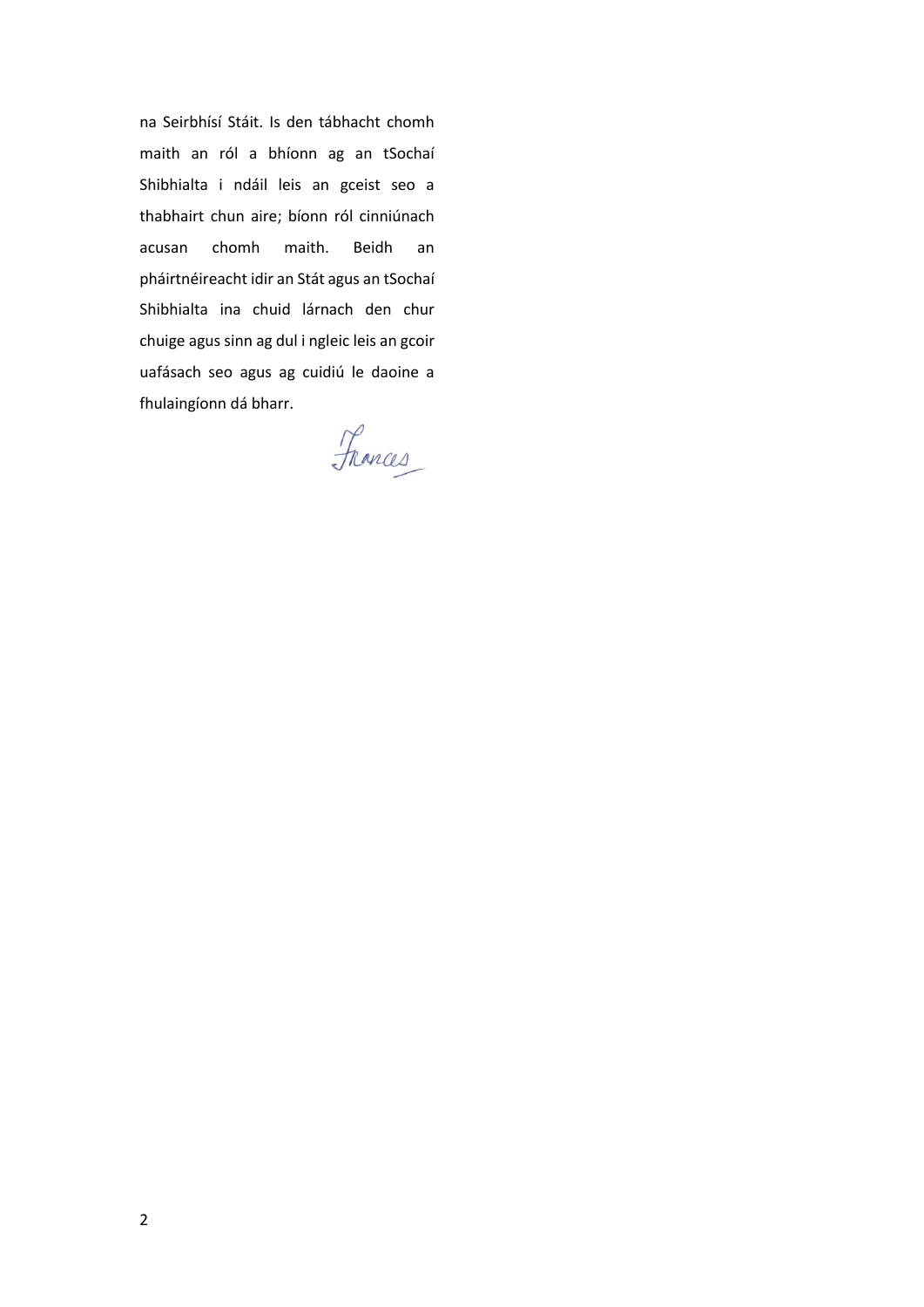na Seirbhísí Stáit. Is den tábhacht chomh maith an ról a bhíonn ag an tSochaí Shibhialta i ndáil leis an gceist seo a thabhairt chun aire; bíonn ról cinniúnach acusan chomh maith. Beidh an pháirtnéireacht idir an Stát agus an tSochaí Shibhialta ina chuid lárnach den chur chuige agus sinn ag dul i ngleic leis an gcoir uafásach seo agus ag cuidiú le daoine a fhulaingíonn dá bharr.

Frances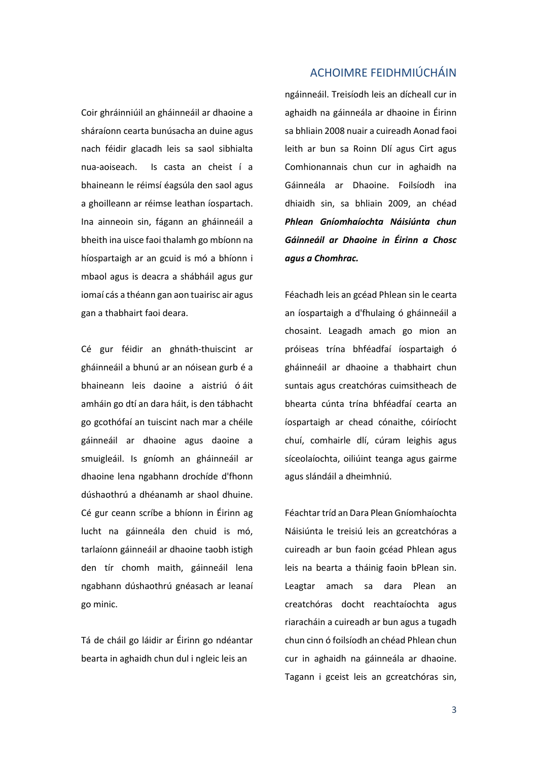## ACHOIMRE FEIDHMIÚCHÁIN

Coir ghráinniúil an gháinneáil ar dhaoine a sháraíonn cearta bunúsacha an duine agus nach féidir glacadh leis sa saol sibhialta nua-aoiseach. Is casta an cheist í a bhaineann le réimsí éagsúla den saol agus a ghoilleann ar réimse leathan íospartach. Ina ainneoin sin, fágann an gháinneáil a bheith ina uisce faoi thalamh go mbíonn na híospartaigh ar an gcuid is mó a bhíonn i mbaol agus is deacra a shábháil agus gur iomaí cás a théann gan aon tuairisc air agus gan a thabhairt faoi deara.

Cé gur féidir an ghnáth-thuiscint ar gháinneáil a bhunú ar an nóisean gurb é a bhaineann leis daoine a aistriú ó áit amháin go dtí an dara háit, is den tábhacht go gcothófaí an tuiscint nach mar a chéile gáinneáil ar dhaoine agus daoine a smuigleáil. Is gníomh an gháinneáil ar dhaoine lena ngabhann drochíde d'fhonn dúshaothrú a dhéanamh ar shaol dhuine. Cé gur ceann scríbe a bhíonn in Éirinn ag lucht na gáinneála den chuid is mó, tarlaíonn gáinneáil ar dhaoine taobh istigh den tír chomh maith, gáinneáil lena ngabhann dúshaothrú gnéasach ar leanaí go minic.

Tá de cháil go láidir ar Éirinn go ndéantar bearta in aghaidh chun dul i ngleic leis an ngáinneáil. Treisíodh leis an dícheall cur in aghaidh na gáinneála ar dhaoine in Éirinn sa bhliain 2008 nuair a cuireadh Aonad faoi leith ar bun sa Roinn Dlí agus Cirt agus Comhionannais chun cur in aghaidh na Gáinneála ar Dhaoine. Foilsíodh ina dhiaidh sin, sa bhliain 2009, an chéad ***Phlean Gníomhaíochta Náisiúnta chun Gáinneáil ar Dhaoine in Éirinn a Chosc agus a Chomhrac.***

Féachadh leis an gcéad Phlean sin le cearta an íospartaigh a d'fhulaing ó gháinneáil a chosaint. Leagadh amach go mion an próiseas trína bhféadfaí íospartaigh ó gháinneáil ar dhaoine a thabhairt chun suntais agus creatchóras cuimsitheach de bhearta cúnta trína bhféadfaí cearta an íospartaigh ar chead cónaithe, cóiríocht chuí, comhairle dlí, cúram leighis agus síceolaíochta, oiliúint teanga agus gairme agus slándáil a dheimhniú.

Féachtar tríd an Dara Plean Gníomhaíochta Náisiúnta le treisiú leis an gcreatchóras a cuireadh ar bun faoin gcéad Phlean agus leis na bearta a tháinig faoin bPlean sin. Leagtar amach sa dara Plean an creatchóras docht reachtaíochta agus riaracháin a cuireadh ar bun agus a tugadh chun cinn ó foilsíodh an chéad Phlean chun cur in aghaidh na gáinneála ar dhaoine. Tagann i gceist leis an gcreatchóras sin,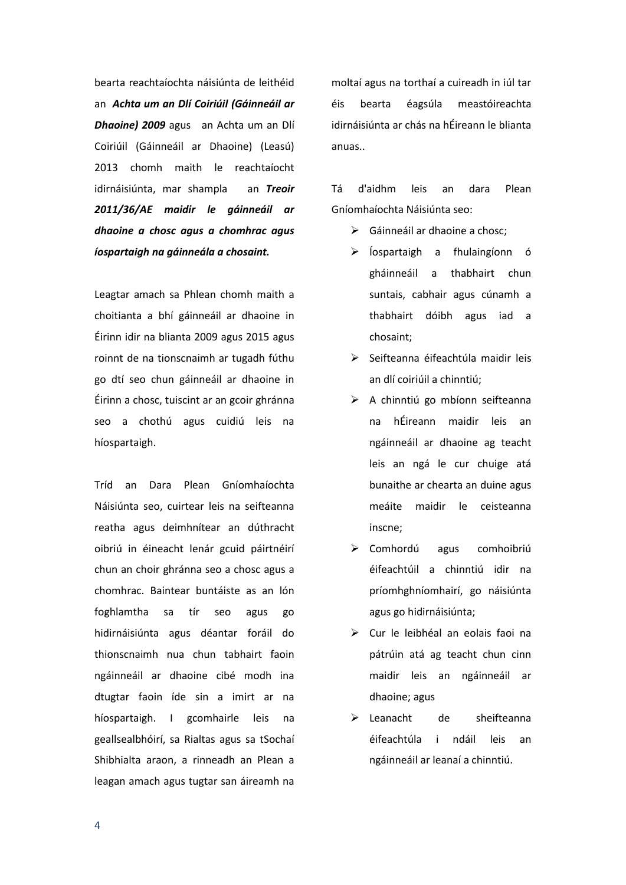bearta reachtaíochta náisiúnta de leithéid an ***Achta um an Dlí Coiriúil (Gáinneáil ar Dhaoine) 2009*** agus an Achta um an Dlí Coiriúil (Gáinneáil ar Dhaoine) (Leasú) 2013 chomh maith le reachtaíocht idirnáisiúnta, mar shampla an ***Treoir 2011/36/AE maidir le gáinneáil ar dhaoine a chosc agus a chomhrac agus íospartaigh na gáinneála a chosaint.***

Leagtar amach sa Phlean chomh maith a choitianta a bhí gáinneáil ar dhaoine in Éirinn idir na blianta 2009 agus 2015 agus roinnt de na tionscnaimh ar tugadh fúthu go dtí seo chun gáinneáil ar dhaoine in Éirinn a chosc, tuiscint ar an gcoir ghránna seo a chothú agus cuidiú leis na híospartaigh.

Tríd an Dara Plean Gníomhaíochta Náisiúnta seo, cuirtear leis na seifteanna reatha agus deimhnítear an dúthracht oibriú in éineacht lenár gcuid páirtnéirí chun an choir ghránna seo a chosc agus a chomhrac. Baintear buntáiste as an lón foghlamtha sa tír seo agus go hidirnáisiúnta agus déantar foráil do thionscnaimh nua chun tabhairt faoin ngáinneáil ar dhaoine cibé modh ina dtugtar faoin íde sin a imirt ar na híospartaigh. I gcomhairle leis na geallsealbhóirí, sa Rialtas agus sa tSochaí Shibhialta araon, a rinneadh an Plean a leagan amach agus tugtar san áireamh na moltaí agus na torthaí a cuireadh in iúl tar éis bearta éagsúla meastóireachta idirnáisiúnta ar chás na hÉireann le blianta anuas..

Tá d'aidhm leis an dara Plean Gníomhaíochta Náisiúnta seo:

- Gáinneáil ar dhaoine a chosc;
- Íospartaigh a fhulaingíonn ó gháinneáil a thabhairt chun suntais, cabhair agus cúnamh a thabhairt dóibh agus iad a chosaint;
- Seifteanna éifeachtúla maidir leis an dlí coiriúil a chinntiú;
- A chinntiú go mbíonn seifteanna na hÉireann maidir leis an ngáinneáil ar dhaoine ag teacht leis an ngá le cur chuige atá bunaithe ar chearta an duine agus meáite maidir le ceisteanna inscne;
- Comhordú agus comhoibriú éifeachtúil a chinntiú idir na príomhghníomhairí, go náisiúnta agus go hidirnáisiúnta;
- Cur le leibhéal an eolais faoi na pátrúin atá ag teacht chun cinn maidir leis an ngáinneáil ar dhaoine; agus
- Leanacht de sheifteanna éifeachtúla i ndáil leis an ngáinneáil ar leanaí a chinntiú.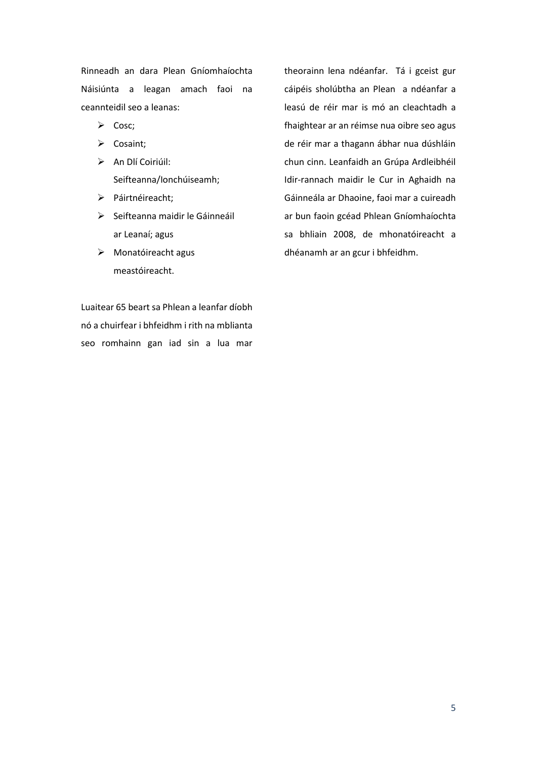Rinneadh an dara Plean Gníomhaíochta Náisiúnta a leagan amach faoi na ceannteidil seo a leanas:

- Cosc;
- Cosaint;
- An Dlí Coiriúil: Seifteanna/Ionchúiseamh;
- Páirtnéireacht;
- Seifteanna maidir le Gáinneáil ar Leanaí; agus
- Monatóireacht agus meastóireacht.

Luaitear 65 beart sa Phlean a leanfar díobh nó a chuirfear i bhfeidhm i rith na mblianta seo romhainn gan iad sin a lua mar theorainn lena ndéanfar. Tá i gceist gur cáipéis sholúbtha an Plean a ndéanfar a leasú de réir mar is mó an cleachtadh a fhaightear ar an réimse nua oibre seo agus de réir mar a thagann ábhar nua dúshláin chun cinn. Leanfaidh an Grúpa Ardleibhéil Idir-rannach maidir le Cur in Aghaidh na Gáinneála ar Dhaoine, faoi mar a cuireadh ar bun faoin gcéad Phlean Gníomhaíochta sa bhliain 2008, de mhonatóireacht a dhéanamh ar an gcur i bhfeidhm.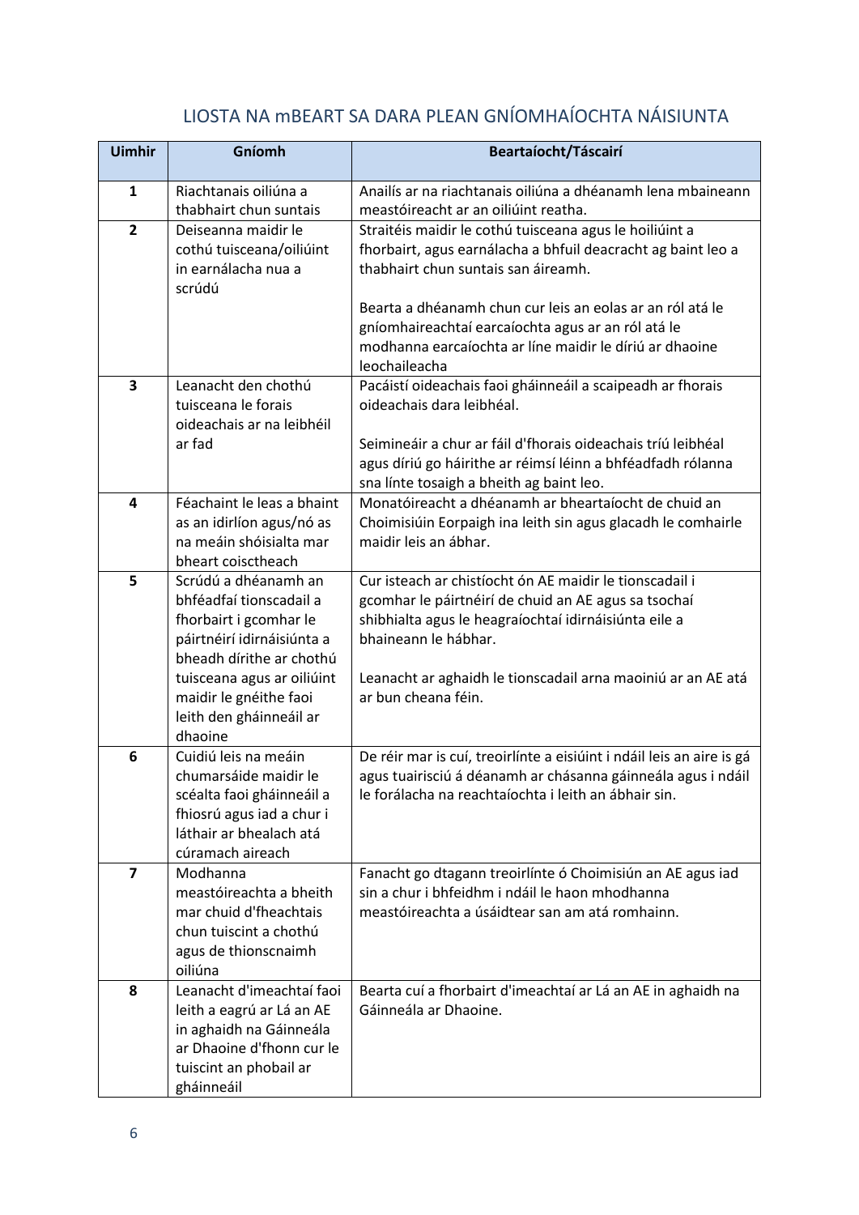## LIOSTA NA mBEART SA DARA PLEAN GNÍOMHAÍOCHTA NÁISIUNTA

| Uimhir | Gníomh | Beartaíocht/Táscairí |
|---|---|---|
| 1 | Riachtanais oiliúna a thabhairt chun suntais | Anailís ar na riachtanais oiliúna a dhéanamh lena mbaineann meastóireacht ar an oiliúint reatha. |
| 2 | Deiseanna maidir le cothú tuisceana/oiliúint in earnálacha nua a scrúdú | Straitéis maidir le cothú tuisceana agus le hoiliúint a fhorbairt, agus earnálacha a bhfuil deacracht ag baint leo a thabhairt chun suntais san áireamh.<br><br>Bearta a dhéanamh chun cur leis an eolas ar an ról atá le gníomhaireachtaí earcaíochta agus ar an ról atá le modhanna earcaíochta ar líne maidir le díriú ar dhaoine leochaileacha |
| 3 | Leanacht den chothú tuisceana le forais oideachais ar na leibhéil ar fad | Pacáistí oideachais faoi gháinneáil a scaipeadh ar fhorais oideachais dara leibhéal.<br><br>Seimineáir a chur ar fáil d'fhorais oideachais tríú leibhéal agus díriú go háirithe ar réimsí léinn a bhféadfadh rólanna sna línte tosaigh a bheith ag baint leo. |
| 4 | Féachaint le leas a bhaint as an idirlíon agus/nó as na meáin shóisialta mar bheart coisctheach | Monatóireacht a dhéanamh ar bheartaíocht de chuid an Choimisiúin Eorpaigh ina leith sin agus glacadh le comhairle maidir leis an ábhar. |
| 5 | Scrúdú a dhéanamh an bhféadfaí tionscadail a fhorbairt i gcomhar le páirtnéirí idirnáisiúnta a bheadh dírithe ar chothú tuisceana agus ar oiliúint maidir le gnéithe faoi leith den gháinneáil ar dhaoine | Cur isteach ar chistíocht ón AE maidir le tionscadail i gcomhar le páirtnéirí de chuid an AE agus sa tsochaí shibhialta agus le heagraíochtaí idirnáisiúnta eile a bhaineann le hábhar.<br><br>Leanacht ar aghaidh le tionscadail arna maoiniú ar an AE atá ar bun cheana féin. |
| 6 | Cuidiú leis na meáin chumarsáide maidir le scéalta faoi gháinneáil a fhiosrú agus iad a chur i láthair ar bhealach atá cúramach aireach | De réir mar is cuí, treoirlínte a eisiúint i ndáil leis an aire is gá agus tuairisciú á déanamh ar chásanna gáinneála agus i ndáil le forálacha na reachtaíochta i leith an ábhair sin. |
| 7 | Modhanna meastóireachta a bheith mar chuid d'fheachtais chun tuiscint a chothú agus de thionscnaimh oiliúna | Fanacht go dtagann treoirlínte ó Choimisiún an AE agus iad sin a chur i bhfeidhm i ndáil le haon mhodhanna meastóireachta a úsáidtear san am atá romhainn. |
| 8 | Leanacht d'imeachtaí faoi leith a eagrú ar Lá an AE in aghaidh na Gáinneála ar Dhaoine d'fhonn cur le tuiscint an phobail ar gháinneáil | Bearta cuí a fhorbairt d'imeachtaí ar Lá an AE in aghaidh na Gáinneála ar Dhaoine. |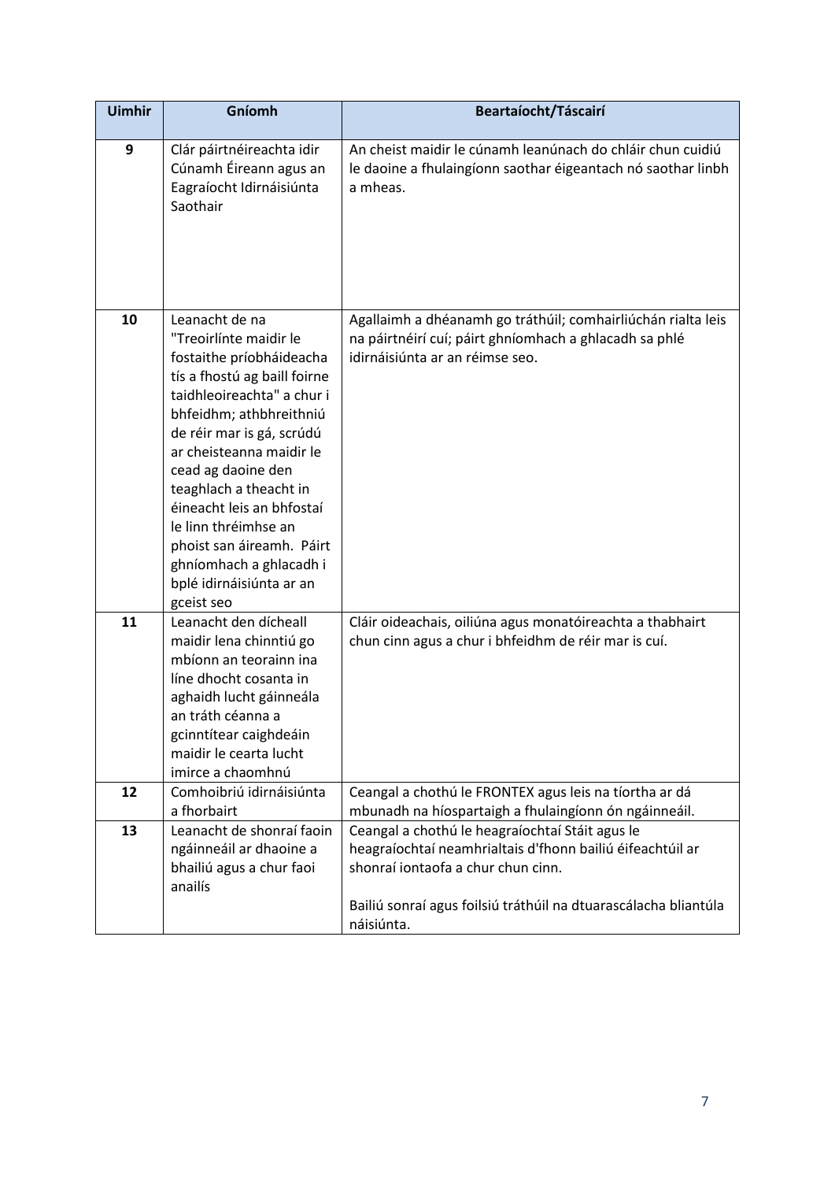| Uimhir | Gníomh | Beartaíocht/Táscairí |
|---|---|---|
| 9 | Clár páirtnéireachta idir Cúnamh Éireann agus an Eagraíocht Idirnáisiúnta Saothair | An cheist maidir le cúnamh leanúnach do chláir chun cuidiú le daoine a fhulaingíonn saothar éigeantach nó saothar linbh a mheas. |
| 10 | Leanacht de na "Treoirlínte maidir le fostaithe príobháideacha tís a fhostú ag baill foirne taidhleoireachta" a chur i bhfeidhm; athbhreithniú de réir mar is gá, scrúdú ar cheisteanna maidir le cead ag daoine den teaghlach a theacht in éineacht leis an bhfostaí le linn thréimhse an phoist san áireamh. Páirt ghníomhach a ghlacadh i bplé idirnáisiúnta ar an gceist seo | Agallaimh a dhéanamh go tráthúil; comhairliúchán rialta leis na páirtnéirí cuí; páirt ghníomhach a ghlacadh sa phlé idirnáisiúnta ar an réimse seo. |
| 11 | Leanacht den dícheall maidir lena chinntiú go mbíonn an teorainn ina líne dhocht cosanta in aghaidh lucht gáinneála an tráth céanna a gcinntítear caighdeáin maidir le cearta lucht imirce a chaomhnú | Cláir oideachais, oiliúna agus monatóireachta a thabhairt chun cinn agus a chur i bhfeidhm de réir mar is cuí. |
| 12 | Comhoibriú idirnáisiúnta a fhorbairt | Ceangal a chothú le FRONTEX agus leis na tíortha ar dá mbunadh na híospartaigh a fhulaingíonn ón ngáinneáil. |
| 13 | Leanacht de shonraí faoin ngáinneáil ar dhaoine a bhailiú agus a chur faoi anailís | Ceangal a chothú le heagraíochtaí Stáit agus le heagraíochtaí neamhrialtais d'fhonn bailiú éifeachtúil ar shonraí iontaofa a chur chun cinn.<br><br>Bailiú sonraí agus foilsiú tráthúil na dtuarascálacha bliantúla náisiúnta. |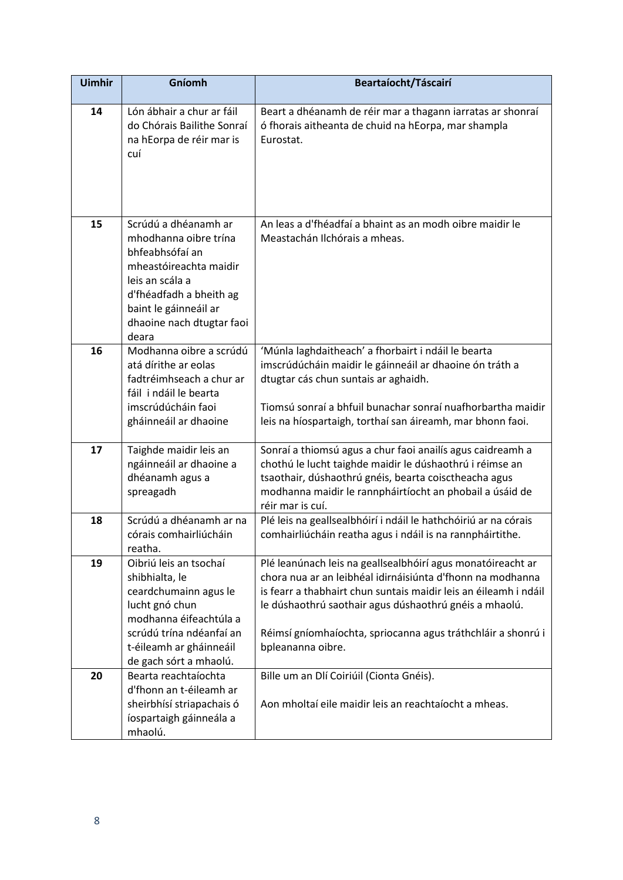| Uimhir | Gníomh | Beartaíocht/Táscairí |
|---|---|---|
| **14** | Lón ábhair a chur ar fáil do Chórais Bailithe Sonraí na hEorpa de réir mar is cuí | Beart a dhéanamh de réir mar a thagann iarratas ar shonraí ó fhorais aitheanta de chuid na hEorpa, mar shampla Eurostat. |
| **15** | Scrúdú a dhéanamh ar mhodhanna oibre trína bhfeabhsófaí an mheastóireachta maidir leis an scála a d'fhéadfadh a bheith ag baint le gáinneáil ar dhaoine nach dtugtar faoi deara | An leas a d'fhéadfaí a bhaint as an modh oibre maidir le Meastachán Ilchórais a mheas. |
| **16** | Modhanna oibre a scrúdú atá dírithe ar eolas fadtréimhseach a chur ar fáil i ndáil le bearta imscrúdúcháin faoi gháinneáil ar dhaoine | 'Múnla laghdaitheach' a fhorbairt i ndáil le bearta imscrúdúcháin maidir le gáinneáil ar dhaoine ón tráth a dtugtar cás chun suntais ar aghaidh.<br><br>Tiomsú sonraí a bhfuil bunachar sonraí nuafhorbartha maidir leis na híospartaigh, torthaí san áireamh, mar bhonn faoi. |
| **17** | Taighde maidir leis an ngáinneáil ar dhaoine a dhéanamh agus a spreagadh | Sonraí a thiomsú agus a chur faoi anailís agus caidreamh a chothú le lucht taighde maidir le dúshaothrú i réimse an tsaothair, dúshaothrú gnéis, bearta coisctheacha agus modhanna maidir le rannpháirtíocht an phobail a úsáid de réir mar is cuí. |
| **18** | Scrúdú a dhéanamh ar na córais comhairliúcháin reatha. | Plé leis na geallsealbhóirí i ndáil le hathchóiriú ar na córais comhairliúcháin reatha agus i ndáil is na rannpháirtithe. |
| **19** | Oibriú leis an tsochaí shibhialta, le ceardchumainn agus le lucht gnó chun modhanna éifeachtúla a scrúdú trína ndéanfaí an t-éileamh ar gháinneáil de gach sórt a mhaolú. | Plé leanúnach leis na geallsealbhóirí agus monatóireacht ar chora nua ar an leibhéal idirnáisiúnta d'fhonn na modhanna is fearr a thabhairt chun suntais maidir leis an éileamh i ndáil le dúshaothrú saothair agus dúshaothrú gnéis a mhaolú.<br><br>Réimsí gníomhaíochta, spriocanna agus tráthchláir a shonrú i bpleananna oibre. |
| **20** | Bearta reachtaíochta d'fhonn an t-éileamh ar sheirbhísí striapachais ó íospartaigh gáinneála a mhaolú. | Bille um an Dlí Coiriúil (Cionta Gnéis).<br><br>Aon mholtaí eile maidir leis an reachtaíocht a mheas. |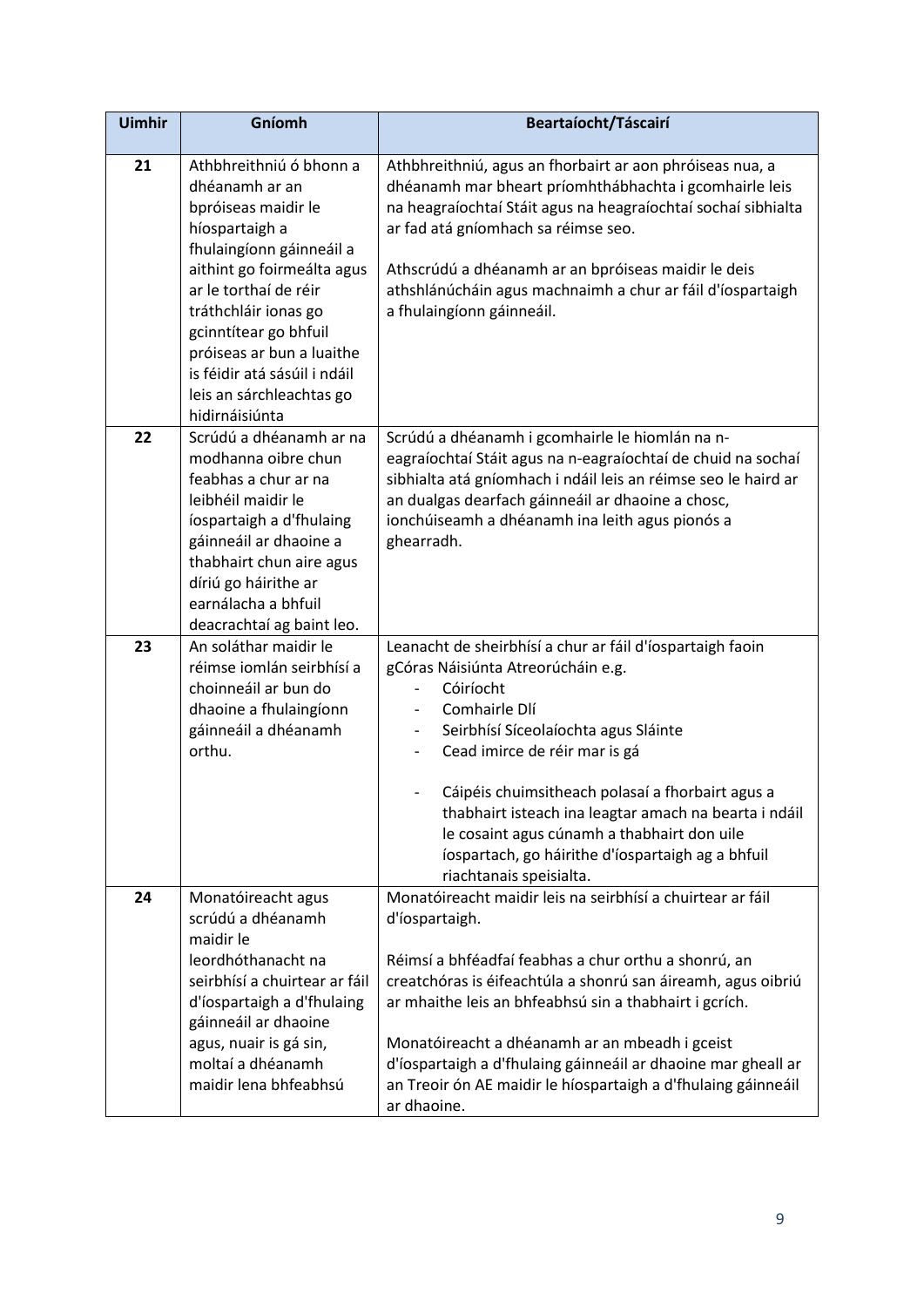| Uimhir | Gníomh | Beartaíocht/Táscairí |
|---|---|---|
| **21** | Athbhreithniú ó bhonn a dhéanamh ar an bpróiseas maidir le híospartaigh a fhulaingíonn gáinneáil a aithint go foirmeálta agus ar le torthaí de réir tráthchláir ionas go gcinntítear go bhfuil próiseas ar bun a luaithe is féidir atá sásúil i ndáil leis an sárchleachtas go hidirnáisiúnta | Athbhreithniú, agus an fhorbairt ar aon phróiseas nua, a dhéanamh mar bheart príomhthábhachta i gcomhairle leis na heagraíochtaí Stáit agus na heagraíochtaí sochaí sibhialta ar fad atá gníomhach sa réimse seo.<br><br>Athscrúdú a dhéanamh ar an bpróiseas maidir le deis athshlánúcháin agus machnaimh a chur ar fáil d'íospartaigh a fhulaingíonn gáinneáil. |
| **22** | Scrúdú a dhéanamh ar na modhanna oibre chun feabhas a chur ar na leibhéil maidir le íospartaigh a d'fhulaing gáinneáil ar dhaoine a thabhairt chun aire agus díriú go háirithe ar earnálacha a bhfuil deacrachtaí ag baint leo. | Scrúdú a dhéanamh i gcomhairle le hiomlán na n-eagraíochtaí Stáit agus na n-eagraíochtaí de chuid na sochaí sibhialta atá gníomhach i ndáil leis an réimse seo le haird ar an dualgas dearfach gáinneáil ar dhaoine a chosc, ionchúiseamh a dhéanamh ina leith agus pionós a ghearradh. |
| **23** | An soláthar maidir le réimse iomlán seirbhísí a choinneáil ar bun do dhaoine a fhulaingíonn gáinneáil a dhéanamh orthu. | Leanacht de sheirbhísí a chur ar fáil d'íospartaigh faoin gCóras Náisiúnta Atreorúcháin e.g.<br>- Cóiríocht<br>- Comhairle Dlí<br>- Seirbhísí Síceolaíochta agus Sláinte<br>- Cead imirce de réir mar is gá<br><br>- Cáipéis chuimsitheach polasaí a fhorbairt agus a thabhairt isteach ina leagtar amach na bearta i ndáil le cosaint agus cúnamh a thabhairt don uile íospartach, go háirithe d'íospartaigh ag a bhfuil riachtanais speisialta. |
| **24** | Monatóireacht agus scrúdú a dhéanamh maidir le leordhóthanacht na seirbhísí a chuirtear ar fáil d'íospartaigh a d'fhulaing gáinneáil ar dhaoine agus, nuair is gá sin, moltaí a dhéanamh maidir lena bhfeabhsú | Monatóireacht maidir leis na seirbhísí a chuirtear ar fáil d'íospartaigh.<br><br>Réimsí a bhféadfaí feabhas a chur orthu a shonrú, an creatchóras is éifeachtúla a shonrú san áireamh, agus oibriú ar mhaithe leis an bhfeabhsú sin a thabhairt i gcrích.<br><br>Monatóireacht a dhéanamh ar an mbeadh i gceist d'íospartaigh a d'fhulaing gáinneáil ar dhaoine mar gheall ar an Treoir ón AE maidir le híospartaigh a d'fhulaing gáinneáil ar dhaoine. |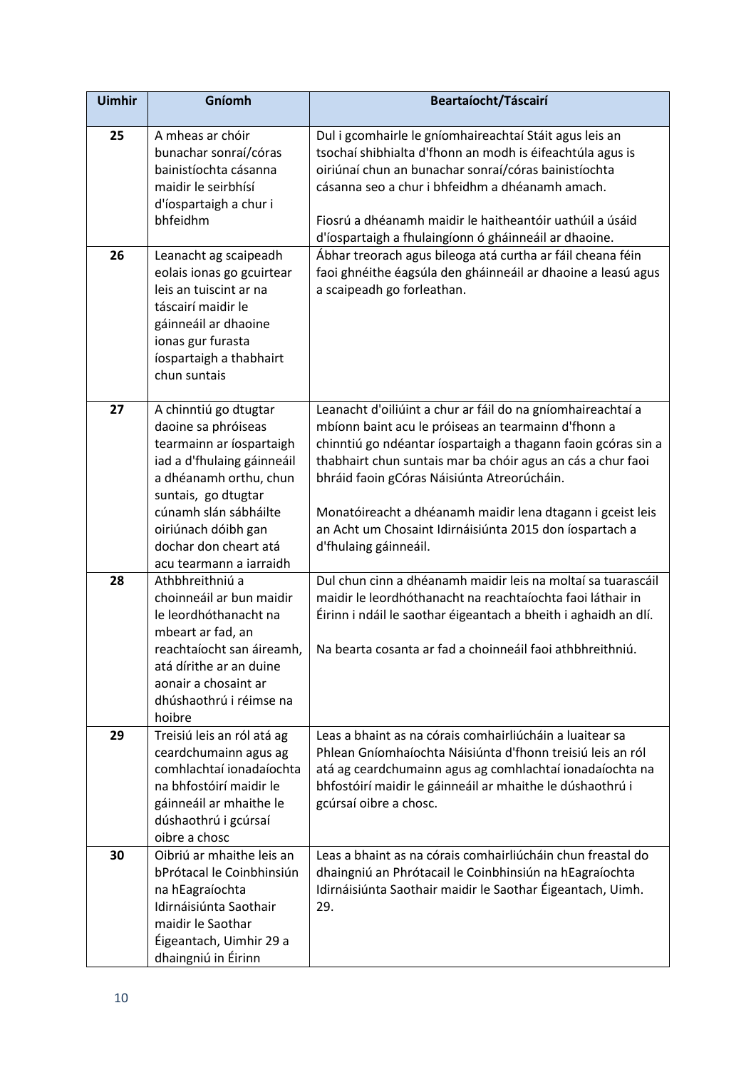| Uimhir | Gníomh | Beartaíocht/Táscairí |
| --- | --- | --- |
| 25 | A mheas ar chóir bunachar sonraí/córas bainistíochta cásanna maidir le seirbhísí d'íospartaigh a chur i bhfeidhm | Dul i gcomhairle le gníomhaireachtaí Stáit agus leis an tsochaí shibhialta d'fhonn an modh is éifeachtúla agus is oiriúnaí chun an bunachar sonraí/córas bainistíochta cásanna seo a chur i bhfeidhm a dhéanamh amach.<br><br>Fiosrú a dhéanamh maidir le haitheantóir uathúil a úsáid d'íospartaigh a fhulaingíonn ó gháinneáil ar dhaoine. |
| 26 | Leanacht ag scaipeadh eolais ionas go gcuirtear leis an tuiscint ar na táscairí maidir le gáinneáil ar dhaoine ionas gur furasta íospartaigh a thabhairt chun suntais | Ábhar treorach agus bileoga atá curtha ar fáil cheana féin faoi ghnéithe éagsúla den gháinneáil ar dhaoine a leasú agus a scaipeadh go forleathan. |
| 27 | A chinntiú go dtugtar daoine sa phróiseas tearmainn ar íospartaigh iad a d'fhulaing gáinneáil a dhéanamh orthu, chun suntais, go dtugtar cúnamh slán sábháilte oiriúnach dóibh gan dochar don cheart atá acu tearmann a iarraidh | Leanacht d'oiliúint a chur ar fáil do na gníomhaireachtaí a mbíonn baint acu le próiseas an tearmainn d'fhonn a chinntiú go ndéantar íospartaigh a thagann faoin gcóras sin a thabhairt chun suntais mar ba chóir agus an cás a chur faoi bhráid faoin gCóras Náisiúnta Atreorúcháin.<br><br>Monatóireacht a dhéanamh maidir lena dtagann i gceist leis an Acht um Chosaint Idirnáisiúnta 2015 don íospartach a d'fhulaing gáinneáil. |
| 28 | Athbhreithniú a choinneáil ar bun maidir le leordhóthanacht na mbeart ar fad, an reachtaíocht san áireamh, atá dírithe ar an duine aonair a chosaint ar dhúshaothrú i réimse na hoibre | Dul chun cinn a dhéanamh maidir leis na moltaí sa tuarascáil maidir le leordhóthanacht na reachtaíochta faoi láthair in Éirinn i ndáil le saothar éigeantach a bheith i aghaidh an dlí.<br><br>Na bearta cosanta ar fad a choinneáil faoi athbhreithniú. |
| 29 | Treisiú leis an ról atá ag ceardchumainn agus ag comhlachtaí ionadaíochta na bhfostóirí maidir le gáinneáil ar mhaithe le dúshaothrú i gcúrsaí oibre a chosc | Leas a bhaint as na córais comhairliúcháin a luaitear sa Phlean Gníomhaíochta Náisiúnta d'fhonn treisiú leis an ról atá ag ceardchumainn agus ag comhlachtaí ionadaíochta na bhfostóirí maidir le gáinneáil ar mhaithe le dúshaothrú i gcúrsaí oibre a chosc. |
| 30 | Oibriú ar mhaithe leis an bPrótacal le Coinbhinsiún na hEagraíochta Idirnáisiúnta Saothair maidir le Saothar Éigeantach, Uimhir 29 a dhaingniú in Éirinn | Leas a bhaint as na córais comhairliúcháin chun freastal do dhaingniú an Phrótacail le Coinbhinsiún na hEagraíochta Idirnáisiúnta Saothair maidir le Saothar Éigeantach, Uimh. 29. |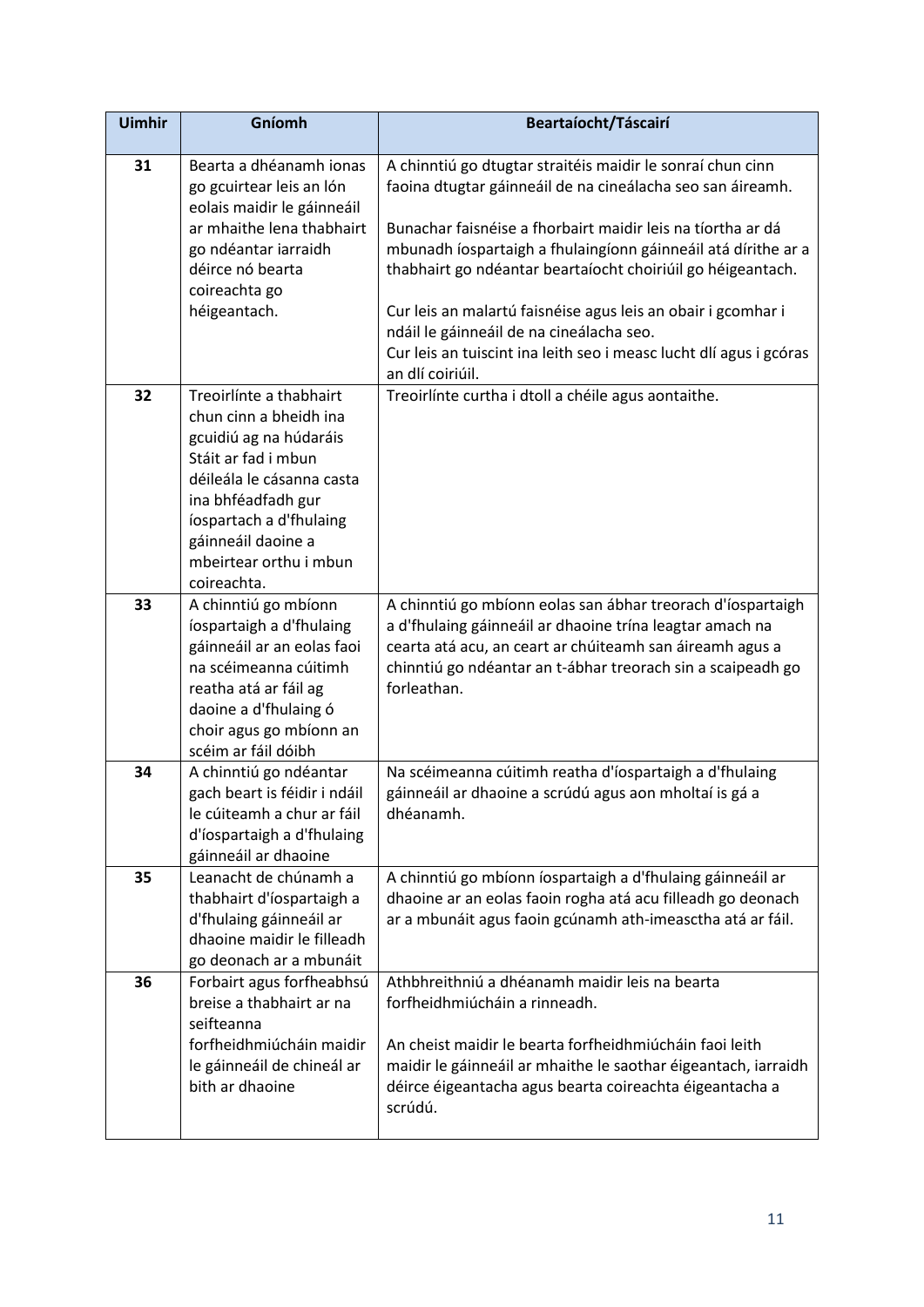| Uimhir | Gníomh | Beartaíocht/Táscairí |
|---|---|---|
| **31** | Bearta a dhéanamh ionas go gcuirtear leis an lón eolais maidir le gáinneáil ar mhaithe lena thabhairt go ndéantar iarraidh déirce nó bearta coireachta go héigeantach. | A chinntiú go dtugtar straitéis maidir le sonraí chun cinn faoina dtugtar gáinneáil de na cineálacha seo san áireamh.<br><br>Bunachar faisnéise a fhorbairt maidir leis na tíortha ar dá mbunadh íospartaigh a fhulaingíonn gáinneáil atá dírithe ar a thabhairt go ndéantar beartaíocht choiriúil go héigeantach.<br><br>Cur leis an malartú faisnéise agus leis an obair i gcomhar i ndáil le gáinneáil de na cineálacha seo.<br>Cur leis an tuiscint ina leith seo i measc lucht dlí agus i gcóras an dlí coiriúil. |
| **32** | Treoirlínte a thabhairt chun cinn a bheidh ina gcuidiú ag na húdaráis Stáit ar fad i mbun déileála le cásanna casta ina bhféadfadh gur íospartach a d'fhulaing gáinneáil daoine a mbeirtear orthu i mbun coireachta. | Treoirlínte curtha i dtoll a chéile agus aontaithe. |
| **33** | A chinntiú go mbíonn íospartaigh a d'fhulaing gáinneáil ar an eolas faoi na scéimeanna cúitimh reatha atá ar fáil ag daoine a d'fhulaing ó choir agus go mbíonn an scéim ar fáil dóibh | A chinntiú go mbíonn eolas san ábhar treorach d'íospartaigh a d'fhulaing gáinneáil ar dhaoine trína leagtar amach na cearta atá acu, an ceart ar chúiteamh san áireamh agus a chinntiú go ndéantar an t-ábhar treorach sin a scaipeadh go forleathan. |
| **34** | A chinntiú go ndéantar gach beart is féidir i ndáil le cúiteamh a chur ar fáil d'íospartaigh a d'fhulaing gáinneáil ar dhaoine | Na scéimeanna cúitimh reatha d'íospartaigh a d'fhulaing gáinneáil ar dhaoine a scrúdú agus aon mholtaí is gá a dhéanamh. |
| **35** | Leanacht de chúnamh a thabhairt d'íospartaigh a d'fhulaing gáinneáil ar dhaoine maidir le filleadh go deonach ar a mbunáit | A chinntiú go mbíonn íospartaigh a d'fhulaing gáinneáil ar dhaoine ar an eolas faoin rogha atá acu filleadh go deonach ar a mbunáit agus faoin gcúnamh ath-imeasctha atá ar fáil. |
| **36** | Forbairt agus forfheabhsú breise a thabhairt ar na seifteanna forfheidhmiúcháin maidir le gáinneáil de chineál ar bith ar dhaoine | Athbhreithniú a dhéanamh maidir leis na bearta forfheidhmiúcháin a rinneadh.<br><br>An cheist maidir le bearta forfheidhmiúcháin faoi leith maidir le gáinneáil ar mhaithe le saothar éigeantach, iarraidh déirce éigeantacha agus bearta coireachta éigeantacha a scrúdú. |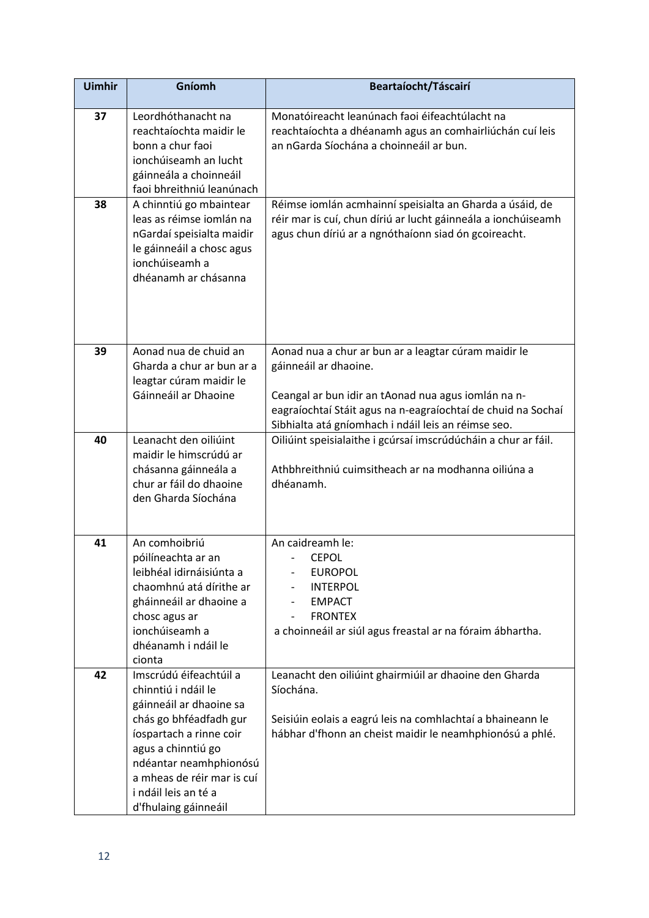| Uimhir | Gníomh | Beartaíocht/Táscairí |
|---|---|---|
| 37 | Leordhóthanacht na reachtaíochta maidir le bonn a chur faoi ionchúiseamh an lucht gáinneála a choinneáil faoi bhreithniú leanúnach | Monatóireacht leanúnach faoi éifeachtúlacht na reachtaíochta a dhéanamh agus an comhairliúchán cuí leis an nGarda Síochána a choinneáil ar bun. |
| 38 | A chinntiú go mbaintear leas as réimse iomlán na nGardaí speisialta maidir le gáinneáil a chosc agus ionchúiseamh a dhéanamh ar chásanna | Réimse iomlán acmhainní speisialta an Gharda a úsáid, de réir mar is cuí, chun díriú ar lucht gáinneála a ionchúiseamh agus chun díriú ar a ngnóthaíonn siad ón gcoireacht. |
| 39 | Aonad nua de chuid an Gharda a chur ar bun ar a leagtar cúram maidir le Gáinneáil ar Dhaoine | Aonad nua a chur ar bun ar a leagtar cúram maidir le gáinneáil ar dhaoine.<br><br>Ceangal ar bun idir an tAonad nua agus iomlán na n-eagraíochtaí Stáit agus na n-eagraíochtaí de chuid na Sochaí Sibhialta atá gníomhach i ndáil leis an réimse seo. |
| 40 | Leanacht den oiliúint maidir le himscrúdú ar chásanna gáinneála a chur ar fáil do dhaoine den Gharda Síochána | Oiliúint speisialaithe i gcúrsaí imscrúdúcháin a chur ar fáil.<br><br>Athbhreithniú cuimsitheach ar na modhanna oiliúna a dhéanamh. |
| 41 | An comhoibriú póilíneachta ar an leibhéal idirnáisiúnta a chaomhnú atá dírithe ar gháinneáil ar dhaoine a chosc agus ar ionchúiseamh a dhéanamh i ndáil le cionta | An caidreamh le:<br>- CEPOL<br>- EUROPOL<br>- INTERPOL<br>- EMPACT<br>- FRONTEX<br>a choinneáil ar siúl agus freastal ar na fóraim ábhartha. |
| 42 | Imscrúdú éifeachtúil a chinntiú i ndáil le gáinneáil ar dhaoine sa chás go bhféadfadh gur íospartach a rinne coir agus a chinntiú go ndéantar neamhphionósú a mheas de réir mar is cuí i ndáil leis an té a d'fhulaing gáinneáil | Leanacht den oiliúint ghairmiúil ar dhaoine den Gharda Síochána.<br><br>Seisiúin eolais a eagrú leis na comhlachtaí a bhaineann le hábhar d'fhonn an cheist maidir le neamhphionósú a phlé. |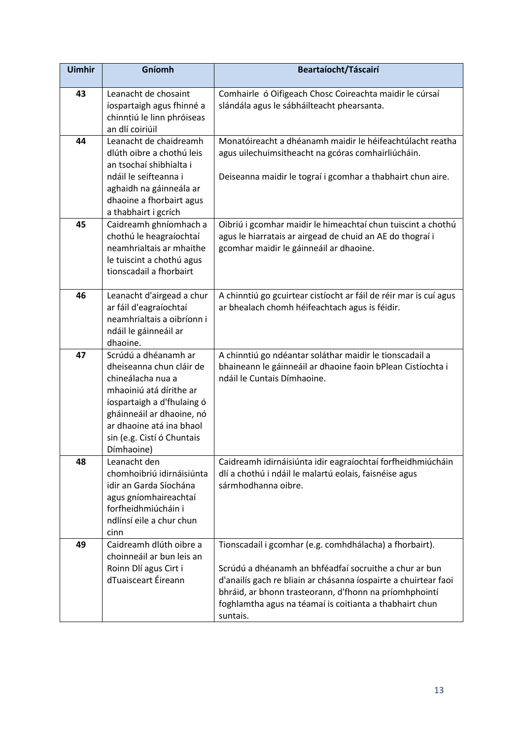| Uimhir | Gníomh | Beartaíocht/Táscairí |
|---|---|---|
| **43** | Leanacht de chosaint íospartaigh agus fhinné a chinntiú le linn phróiseas an dlí coiriúil | Comhairle ó Oifigeach Chosc Coireachta maidir le cúrsaí slándála agus le sábháilteacht phearsanta. |
| **44** | Leanacht de chaidreamh dlúth oibre a chothú leis an tsochaí shibhialta i ndáil le seifteanna i aghaidh na gáinneála ar dhaoine a fhorbairt agus a thabhairt i gcrích | Monatóireacht a dhéanamh maidir le héifeachtúlacht reatha agus uilechuimsitheacht na gcóras comhairliúcháin.<br><br>Deiseanna maidir le tograí i gcomhar a thabhairt chun aire. |
| **45** | Caidreamh ghníomhach a chothú le heagraíochtaí neamhrialtais ar mhaithe le tuiscint a chothú agus tionscadail a fhorbairt | Oibriú i gcomhar maidir le himeachtaí chun tuiscint a chothú agus le hiarratais ar airgead de chuid an AE do thograí i gcomhar maidir le gáinneáil ar dhaoine. |
| **46** | Leanacht d'airgead a chur ar fáil d'eagraíochtaí neamhrialtais a oibríonn i ndáil le gáinneáil ar dhaoine. | A chinntiú go gcuirtear cistíocht ar fáil de réir mar is cuí agus ar bhealach chomh héifeachtach agus is féidir. |
| **47** | Scrúdú a dhéanamh ar dheiseanna chun cláir de chineálacha nua a mhaoiniú atá dírithe ar íospartaigh a d'fhulaing ó gháinneáil ar dhaoine, nó ar dhaoine atá ina bhaol sin (e.g. Cistí ó Chuntais Dímhaoine) | A chinntiú go ndéantar soláthar maidir le tionscadail a bhaineann le gáinneáil ar dhaoine faoin bPlean Cistíochta i ndáil le Cuntais Dímhaoine. |
| **48** | Leanacht den chomhoibriú idirnáisiúnta idir an Garda Síochána agus gníomhaireachtaí forfheidhmiúcháin i ndlínsí eile a chur chun cinn | Caidreamh idirnáisiúnta idir eagraíochtaí forfheidhmiúcháin dlí a chothú i ndáil le malartú eolais, faisnéise agus sármhodhanna oibre. |
| **49** | Caidreamh dlúth oibre a choinneáil ar bun leis an Roinn Dlí agus Cirt i dTuaisceart Éireann | Tionscadail i gcomhar (e.g. comhdhálacha) a fhorbairt).<br><br>Scrúdú a dhéanamh an bhféadfaí socruithe a chur ar bun d'anailís gach re bliain ar chásanna íospairte a chuirtear faoi bhráid, ar bhonn trasteorann, d'fhonn na príomhphointí foghlamtha agus na téamaí is coitianta a thabhairt chun suntais. |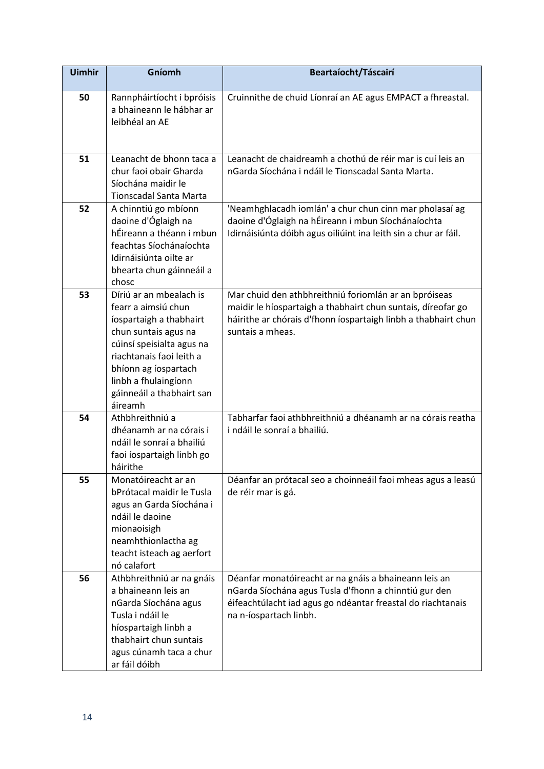| Uimhir | Gníomh | Beartaíocht/Táscairí |
|---|---|---|
| **50** | Rannpháirtíocht i bpróisis a bhaineann le hábhar ar leibhéal an AE | Cruinnithe de chuid Líonraí an AE agus EMPACT a fhreastal. |
| **51** | Leanacht de bhonn taca a chur faoi obair Gharda Síochána maidir le Tionscadal Santa Marta | Leanacht de chaidreamh a chothú de réir mar is cuí leis an nGarda Síochána i ndáil le Tionscadal Santa Marta. |
| **52** | A chinntiú go mbíonn daoine d'Óglaigh na hÉireann a théann i mbun feachtas Síochánaíochta Idirnáisiúnta oilte ar bhearta chun gáinneáil a chosc | 'Neamhghlacadh iomlán' a chur chun cinn mar pholasaí ag daoine d'Óglaigh na hÉireann i mbun Síochánaíochta Idirnáisiúnta dóibh agus oiliúint ina leith sin a chur ar fáil. |
| **53** | Díriú ar an mbealach is fearr a aimsiú chun íospartaigh a thabhairt chun suntais agus na cúinsí speisialta agus na riachtanais faoi leith a bhíonn ag íospartach linbh a fhulaingíonn gáinneáil a thabhairt san áireamh | Mar chuid den athbhreithniú foriomlán ar an bpróiseas maidir le híospartaigh a thabhairt chun suntais, díreofar go háirithe ar chórais d'fhonn íospartaigh linbh a thabhairt chun suntais a mheas. |
| **54** | Athbhreithniú a dhéanamh ar na córais i ndáil le sonraí a bhailiú faoi íospartaigh linbh go háirithe | Tabharfar faoi athbhreithniú a dhéanamh ar na córais reatha i ndáil le sonraí a bhailiú. |
| **55** | Monatóireacht ar an bPrótacal maidir le Tusla agus an Garda Síochána i ndáil le daoine mionaoisigh neamhthionlactha ag teacht isteach ag aerfort nó calafort | Déanfar an prótacal seo a choinneáil faoi mheas agus a leasú de réir mar is gá. |
| **56** | Athbhreithniú ar na gnáis a bhaineann leis an nGarda Síochána agus Tusla i ndáil le híospartaigh linbh a thabhairt chun suntais agus cúnamh taca a chur ar fáil dóibh | Déanfar monatóireacht ar na gnáis a bhaineann leis an nGarda Síochána agus Tusla d'fhonn a chinntiú gur den éifeachtúlacht iad agus go ndéantar freastal do riachtanais na n-íospartach linbh. |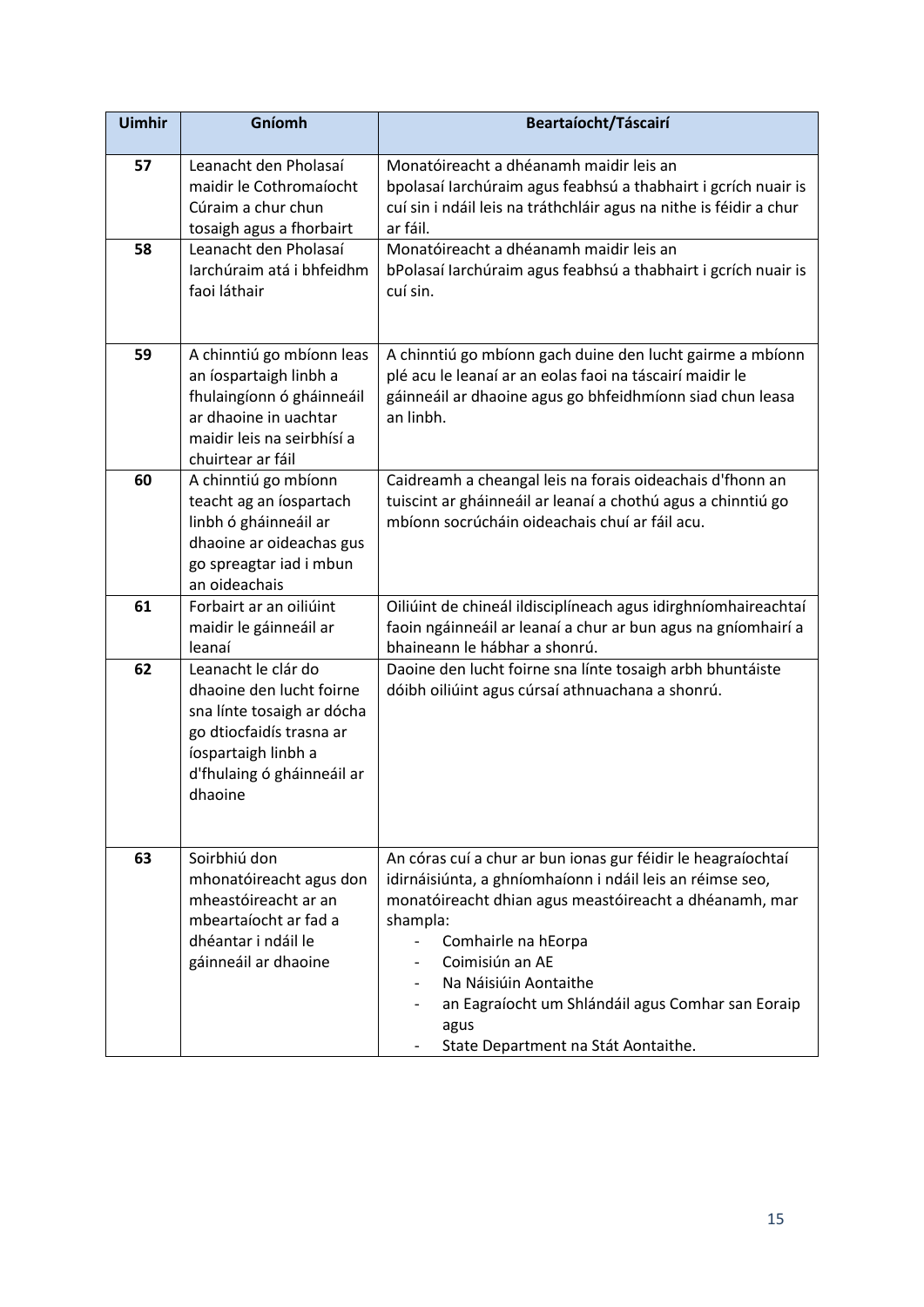| Uimhir | Gníomh | Beartaíocht/Táscairí |
|---|---|---|
| **57** | Leanacht den Pholasaí maidir le Cothromaíocht Cúraim a chur chun tosaigh agus a fhorbairt | Monatóireacht a dhéanamh maidir leis an bpolasaí Iarchúraim agus feabhsú a thabhairt i gcrích nuair is cuí sin i ndáil leis na tráthchláir agus na nithe is féidir a chur ar fáil. |
| **58** | Leanacht den Pholasaí Iarchúraim atá i bhfeidhm faoi láthair | Monatóireacht a dhéanamh maidir leis an bPolasaí Iarchúraim agus feabhsú a thabhairt i gcrích nuair is cuí sin. |
| **59** | A chinntiú go mbíonn leas an íospartaigh linbh a fhulaingíonn ó gháinneáil ar dhaoine in uachtar maidir leis na seirbhísí a chuirtear ar fáil | A chinntiú go mbíonn gach duine den lucht gairme a mbíonn plé acu le leanaí ar an eolas faoi na táscairí maidir le gáinneáil ar dhaoine agus go bhfeidhmíonn siad chun leasa an linbh. |
| **60** | A chinntiú go mbíonn teacht ag an íospartach linbh ó gháinneáil ar dhaoine ar oideachas gus go spreagtar iad i mbun an oideachais | Caidreamh a cheangal leis na forais oideachais d'fhonn an tuiscint ar gháinneáil ar leanaí a chothú agus a chinntiú go mbíonn socrúcháin oideachais chuí ar fáil acu. |
| **61** | Forbairt ar an oiliúint maidir le gáinneáil ar leanaí | Oiliúint de chineál ildisciplíneach agus idirghníomhaireachtaí faoin ngáinneáil ar leanaí a chur ar bun agus na gníomhairí a bhaineann le hábhar a shonrú. |
| **62** | Leanacht le clár do dhaoine den lucht foirne sna línte tosaigh ar dócha go dtiocfaidís trasna ar íospartaigh linbh a d'fhulaing ó gháinneáil ar dhaoine | Daoine den lucht foirne sna línte tosaigh arbh bhuntáiste dóibh oiliúint agus cúrsaí athnuachana a shonrú. |
| **63** | Soirbhiú don mhonatóireacht agus don mheastóireacht ar an mbeartaíocht ar fad a dhéantar i ndáil le gáinneáil ar dhaoine | An córas cuí a chur ar bun ionas gur féidir le heagraíochtaí idirnáisiúnta, a ghníomhaíonn i ndáil leis an réimse seo, monatóireacht dhian agus meastóireacht a dhéanamh, mar shampla:<br>- Comhairle na hEorpa<br>- Coimisiún an AE<br>- Na Náisiúin Aontaithe<br>- an Eagraíocht um Shlándáil agus Comhar san Eoraip agus<br>- State Department na Stát Aontaithe. |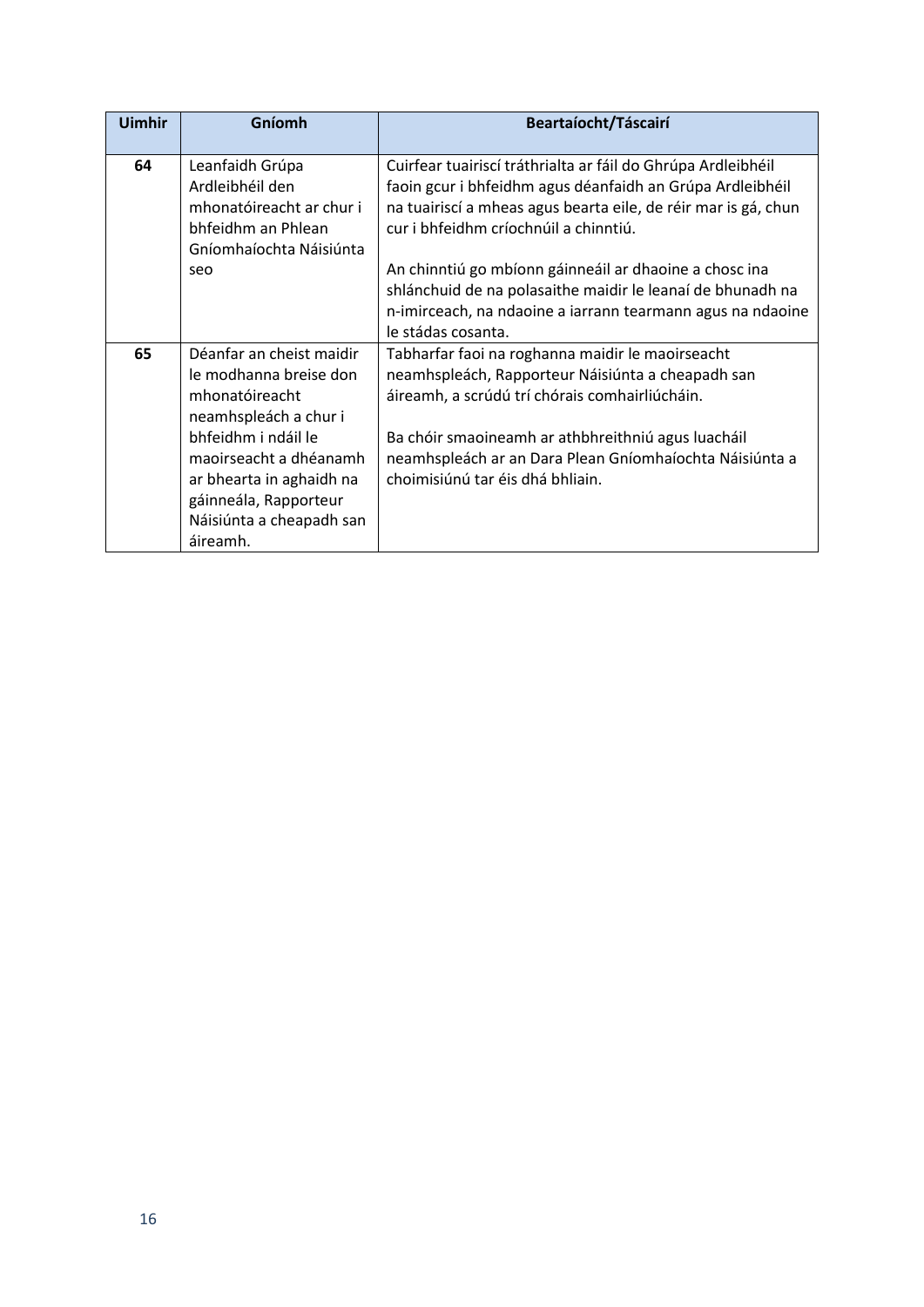| Uimhir | Gníomh | Beartaíocht/Táscairí |
|---|---|---|
| **64** | Leanfaidh Grúpa Ardleibhéil den mhonatóireacht ar chur i bhfeidhm an Phlean Gníomhaíochta Náisiúnta seo | Cuirfear tuairiscí tráthrialta ar fáil do Ghrúpa Ardleibhéil faoin gcur i bhfeidhm agus déanfaidh an Grúpa Ardleibhéil na tuairiscí a mheas agus bearta eile, de réir mar is gá, chun cur i bhfeidhm críochnúil a chinntiú.<br><br>An chinntiú go mbíonn gáinneáil ar dhaoine a chosc ina shlánchuid de na polasaithe maidir le leanaí de bhunadh na n-imirceach, na ndaoine a iarrann tearmann agus na ndaoine le stádas cosanta. |
| **65** | Déanfar an cheist maidir le modhanna breise don mhonatóireacht neamhspleách a chur i bhfeidhm i ndáil le maoirseacht a dhéanamh ar bhearta in aghaidh na gáinneála, Rapporteur Náisiúnta a cheapadh san áireamh. | Tabharfar faoi na roghanna maidir le maoirseacht neamhspleách, Rapporteur Náisiúnta a cheapadh san áireamh, a scrúdú trí chórais comhairliúcháin.<br><br>Ba chóir smaoineamh ar athbhreithniú agus luacháil neamhspleách ar an Dara Plean Gníomhaíochta Náisiúnta a choimisiúnú tar éis dhá bhliain. |